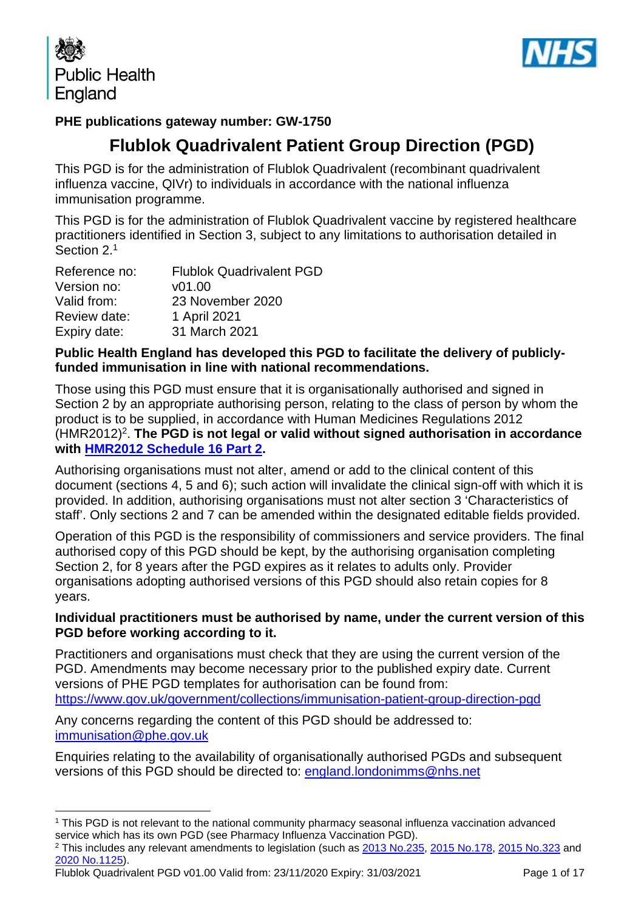**PHE publications gateway number: GW-1750**

# Flublok Quadrivalent Patient Group Direction (PGD)

This PGD is for the administration of Flublok Quadrivalent (recombinant quadrivalent influenza vaccine, QIVr) to individuals in accordance with the national influenza immunisation programme.

This PGD is for the administration of Flublok Quadrivalent vaccine by registered healthcare practitioners identified in Section 3, subject to any limitations to authorisation detailed in Section 2.[1]

| | |
|---|---|
| Reference no: | Flublok Quadrivalent PGD |
| Version no: | v01.00 |
| Valid from: | 23 November 2020 |
| Review date: | 1 April 2021 |
| Expiry date: | 31 March 2021 |

**Public Health England has developed this PGD to facilitate the delivery of publicly-funded immunisation in line with national recommendations.**

Those using this PGD must ensure that it is organisationally authorised and signed in Section 2 by an appropriate authorising person, relating to the class of person by whom the product is to be supplied, in accordance with Human Medicines Regulations 2012 (HMR2012)[2]. **The PGD is not legal or valid without signed authorisation in accordance with HMR2012 Schedule 16 Part 2.**

Authorising organisations must not alter, amend or add to the clinical content of this document (sections 4, 5 and 6); such action will invalidate the clinical sign-off with which it is provided. In addition, authorising organisations must not alter section 3 'Characteristics of staff'. Only sections 2 and 7 can be amended within the designated editable fields provided.

Operation of this PGD is the responsibility of commissioners and service providers. The final authorised copy of this PGD should be kept, by the authorising organisation completing Section 2, for 8 years after the PGD expires as it relates to adults only. Provider organisations adopting authorised versions of this PGD should also retain copies for 8 years.

**Individual practitioners must be authorised by name, under the current version of this PGD before working according to it.**

Practitioners and organisations must check that they are using the current version of the PGD. Amendments may become necessary prior to the published expiry date. Current versions of PHE PGD templates for authorisation can be found from: https://www.gov.uk/government/collections/immunisation-patient-group-direction-pgd

Any concerns regarding the content of this PGD should be addressed to: immunisation@phe.gov.uk

Enquiries relating to the availability of organisationally authorised PGDs and subsequent versions of this PGD should be directed to: england.londonimms@nhs.net

---

[1] This PGD is not relevant to the national community pharmacy seasonal influenza vaccination advanced service which has its own PGD (see Pharmacy Influenza Vaccination PGD).

[2] This includes any relevant amendments to legislation (such as 2013 No.235, 2015 No.178, 2015 No.323 and 2020 No.1125).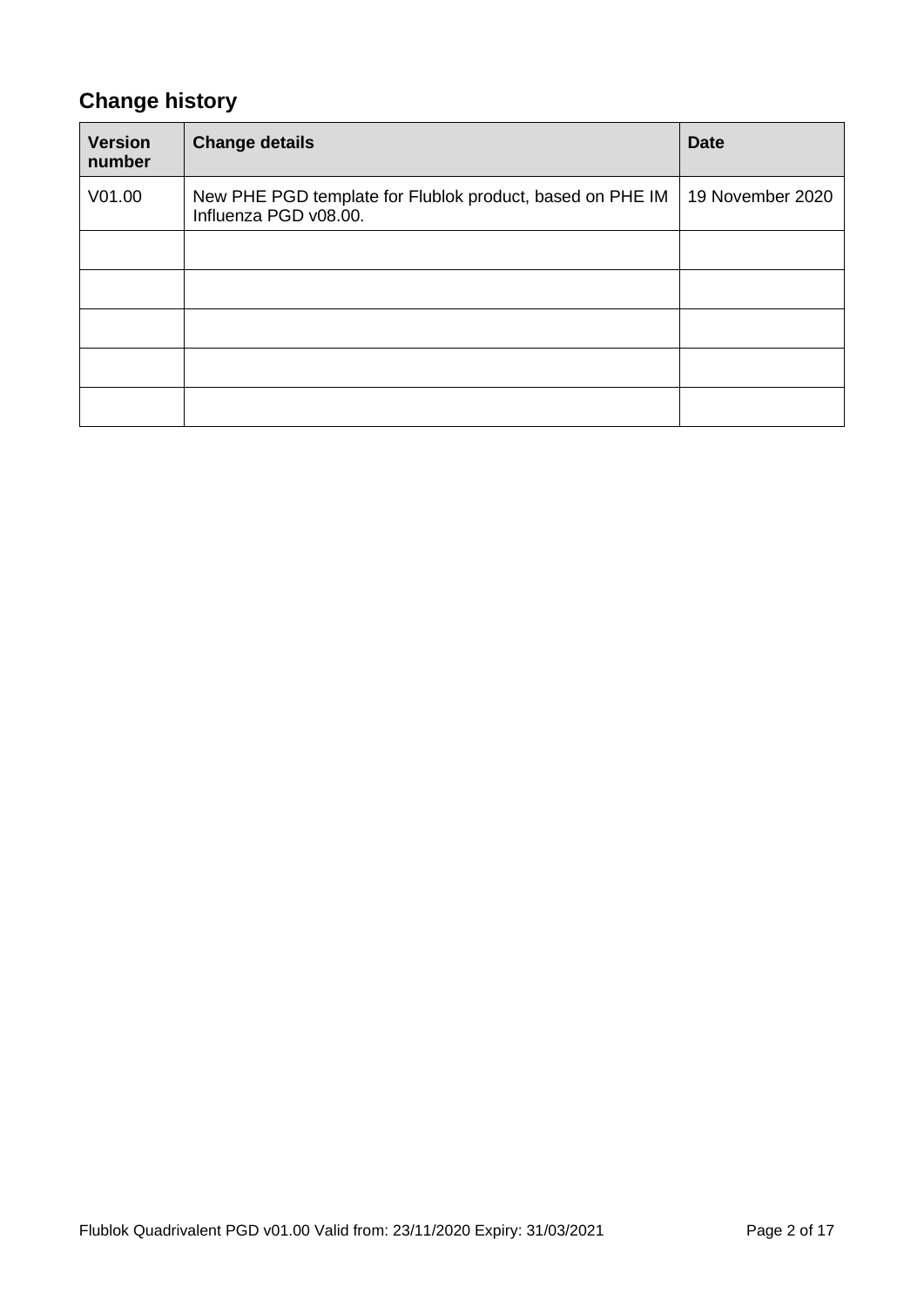## Change history

| Version number | Change details | Date |
|---|---|---|
| V01.00 | New PHE PGD template for Flublok product, based on PHE IM Influenza PGD v08.00. | 19 November 2020 |
| | | |
| | | |
| | | |
| | | |
| | | |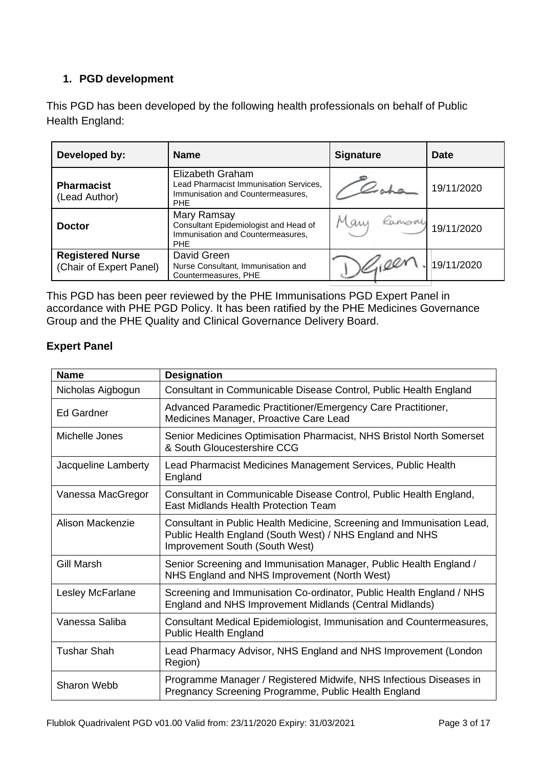## 1. PGD development

This PGD has been developed by the following health professionals on behalf of Public Health England:

| Developed by: | Name | Signature | Date |
|---|---|---|---|
| **Pharmacist** (Lead Author) | Elizabeth Graham<br>Lead Pharmacist Immunisation Services, Immunisation and Countermeasures, PHE | | 19/11/2020 |
| **Doctor** | Mary Ramsay<br>Consultant Epidemiologist and Head of Immunisation and Countermeasures, PHE | | 19/11/2020 |
| **Registered Nurse** (Chair of Expert Panel) | David Green<br>Nurse Consultant, Immunisation and Countermeasures, PHE | | 19/11/2020 |

This PGD has been peer reviewed by the PHE Immunisations PGD Expert Panel in accordance with PHE PGD Policy. It has been ratified by the PHE Medicines Governance Group and the PHE Quality and Clinical Governance Delivery Board.

### Expert Panel

| Name | Designation |
|---|---|
| Nicholas Aigbogun | Consultant in Communicable Disease Control, Public Health England |
| Ed Gardner | Advanced Paramedic Practitioner/Emergency Care Practitioner, Medicines Manager, Proactive Care Lead |
| Michelle Jones | Senior Medicines Optimisation Pharmacist, NHS Bristol North Somerset & South Gloucestershire CCG |
| Jacqueline Lamberty | Lead Pharmacist Medicines Management Services, Public Health England |
| Vanessa MacGregor | Consultant in Communicable Disease Control, Public Health England, East Midlands Health Protection Team |
| Alison Mackenzie | Consultant in Public Health Medicine, Screening and Immunisation Lead, Public Health England (South West) / NHS England and NHS Improvement South (South West) |
| Gill Marsh | Senior Screening and Immunisation Manager, Public Health England / NHS England and NHS Improvement (North West) |
| Lesley McFarlane | Screening and Immunisation Co-ordinator, Public Health England / NHS England and NHS Improvement Midlands (Central Midlands) |
| Vanessa Saliba | Consultant Medical Epidemiologist, Immunisation and Countermeasures, Public Health England |
| Tushar Shah | Lead Pharmacy Advisor, NHS England and NHS Improvement (London Region) |
| Sharon Webb | Programme Manager / Registered Midwife, NHS Infectious Diseases in Pregnancy Screening Programme, Public Health England |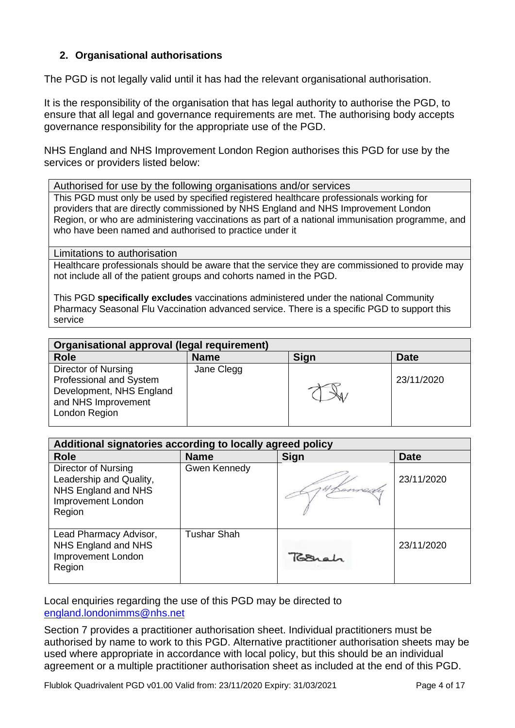## 2. Organisational authorisations

The PGD is not legally valid until it has had the relevant organisational authorisation.

It is the responsibility of the organisation that has legal authority to authorise the PGD, to ensure that all legal and governance requirements are met. The authorising body accepts governance responsibility for the appropriate use of the PGD.

NHS England and NHS Improvement London Region authorises this PGD for use by the services or providers listed below:

| Authorised for use by the following organisations and/or services |
|---|
| This PGD must only be used by specified registered healthcare professionals working for providers that are directly commissioned by NHS England and NHS Improvement London Region, or who are administering vaccinations as part of a national immunisation programme, and who have been named and authorised to practice under it |
| **Limitations to authorisation** |
| Healthcare professionals should be aware that the service they are commissioned to provide may not include all of the patient groups and cohorts named in the PGD.<br><br>This PGD **specifically excludes** vaccinations administered under the national Community Pharmacy Seasonal Flu Vaccination advanced service. There is a specific PGD to support this service |

| **Organisational approval (legal requirement)** | | | |
|---|---|---|---|
| **Role** | **Name** | **Sign** | **Date** |
| Director of Nursing Professional and System Development, NHS England and NHS Improvement London Region | Jane Clegg | [signature] | 23/11/2020 |

| **Additional signatories according to locally agreed policy** | | | |
|---|---|---|---|
| **Role** | **Name** | **Sign** | **Date** |
| Director of Nursing Leadership and Quality, NHS England and NHS Improvement London Region | Gwen Kennedy | [signature] | 23/11/2020 |
| Lead Pharmacy Advisor, NHS England and NHS Improvement London Region | Tushar Shah | [signature] | 23/11/2020 |

Local enquiries regarding the use of this PGD may be directed to england.londonimms@nhs.net

Section 7 provides a practitioner authorisation sheet. Individual practitioners must be authorised by name to work to this PGD. Alternative practitioner authorisation sheets may be used where appropriate in accordance with local policy, but this should be an individual agreement or a multiple practitioner authorisation sheet as included at the end of this PGD.

Flublok Quadrivalent PGD v01.00 Valid from: 23/11/2020 Expiry: 31/03/2021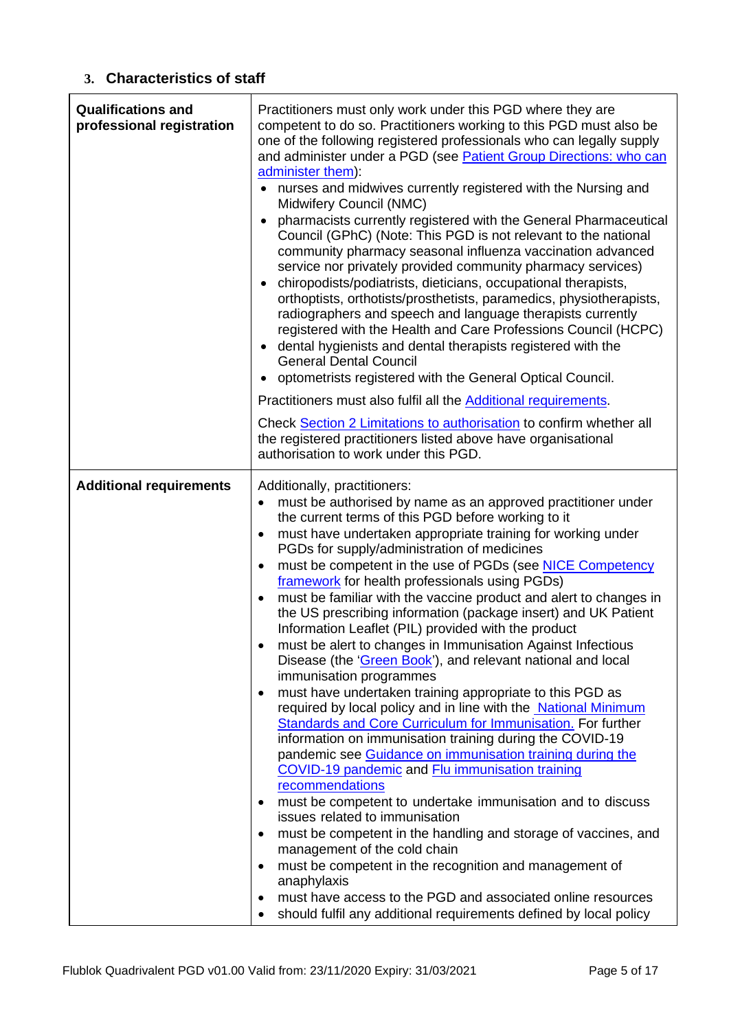## 3. Characteristics of staff

| | |
|---|---|
| **Qualifications and professional registration** | Practitioners must only work under this PGD where they are competent to do so. Practitioners working to this PGD must also be one of the following registered professionals who can legally supply and administer under a PGD (see Patient Group Directions: who can administer them):<br>• nurses and midwives currently registered with the Nursing and Midwifery Council (NMC)<br>• pharmacists currently registered with the General Pharmaceutical Council (GPhC) (Note: This PGD is not relevant to the national community pharmacy seasonal influenza vaccination advanced service nor privately provided community pharmacy services)<br>• chiropodists/podiatrists, dieticians, occupational therapists, orthoptists, orthotists/prosthetists, paramedics, physiotherapists, radiographers and speech and language therapists currently registered with the Health and Care Professions Council (HCPC)<br>• dental hygienists and dental therapists registered with the General Dental Council<br>• optometrists registered with the General Optical Council.<br><br>Practitioners must also fulfil all the Additional requirements.<br><br>Check Section 2 Limitations to authorisation to confirm whether all the registered practitioners listed above have organisational authorisation to work under this PGD. |
| **Additional requirements** | Additionally, practitioners:<br>• must be authorised by name as an approved practitioner under the current terms of this PGD before working to it<br>• must have undertaken appropriate training for working under PGDs for supply/administration of medicines<br>• must be competent in the use of PGDs (see NICE Competency framework for health professionals using PGDs)<br>• must be familiar with the vaccine product and alert to changes in the US prescribing information (package insert) and UK Patient Information Leaflet (PIL) provided with the product<br>• must be alert to changes in Immunisation Against Infectious Disease (the 'Green Book'), and relevant national and local immunisation programmes<br>• must have undertaken training appropriate to this PGD as required by local policy and in line with the National Minimum Standards and Core Curriculum for Immunisation. For further information on immunisation training during the COVID-19 pandemic see Guidance on immunisation training during the COVID-19 pandemic and Flu immunisation training recommendations<br>• must be competent to undertake immunisation and to discuss issues related to immunisation<br>• must be competent in the handling and storage of vaccines, and management of the cold chain<br>• must be competent in the recognition and management of anaphylaxis<br>• must have access to the PGD and associated online resources<br>• should fulfil any additional requirements defined by local policy |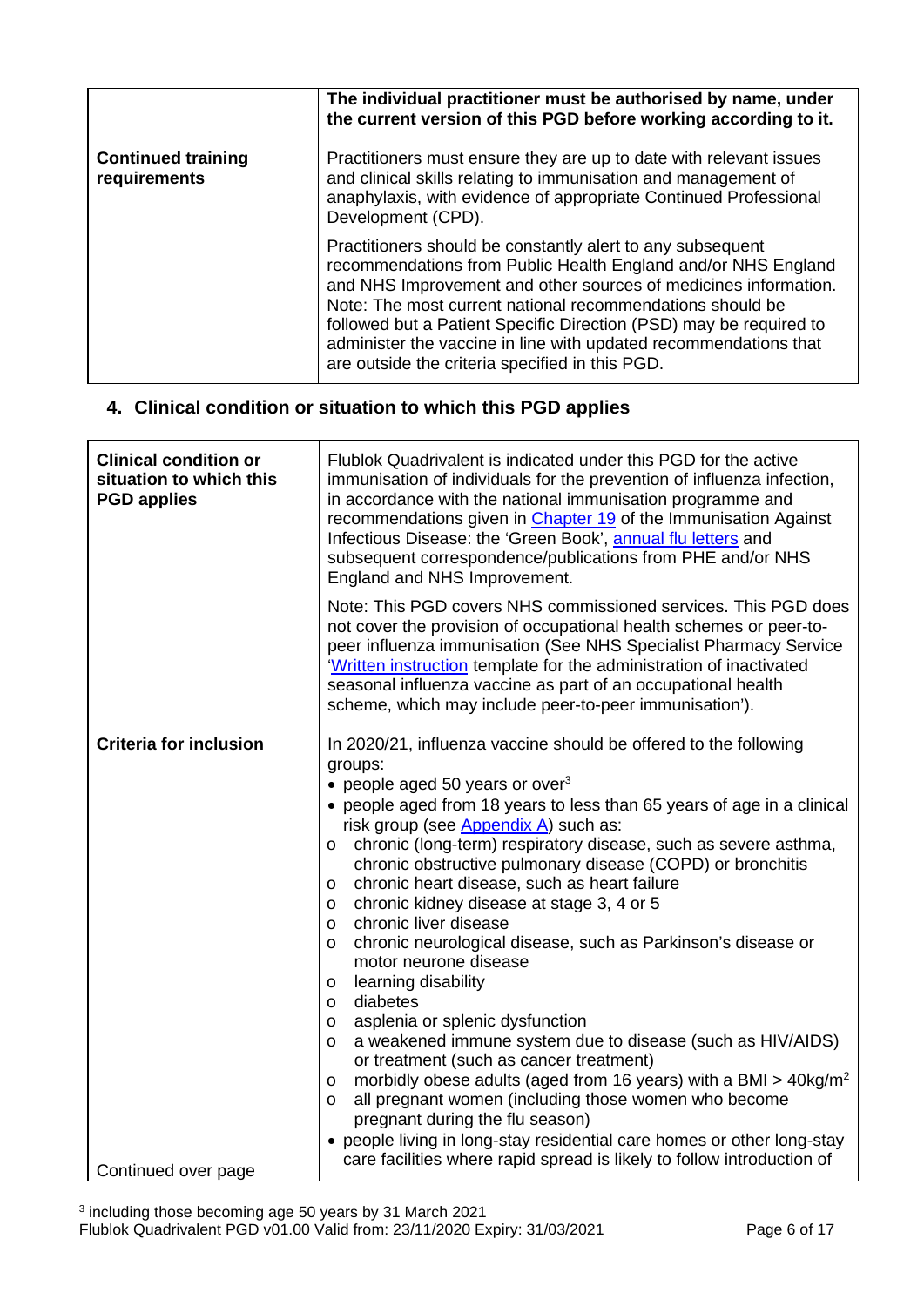| | **The individual practitioner must be authorised by name, under the current version of this PGD before working according to it.** |
|---|---|
| **Continued training requirements** | Practitioners must ensure they are up to date with relevant issues and clinical skills relating to immunisation and management of anaphylaxis, with evidence of appropriate Continued Professional Development (CPD).<br><br>Practitioners should be constantly alert to any subsequent recommendations from Public Health England and/or NHS England and NHS Improvement and other sources of medicines information. Note: The most current national recommendations should be followed but a Patient Specific Direction (PSD) may be required to administer the vaccine in line with updated recommendations that are outside the criteria specified in this PGD. |

## 4. Clinical condition or situation to which this PGD applies

| | |
|---|---|
| **Clinical condition or situation to which this PGD applies** | Flublok Quadrivalent is indicated under this PGD for the active immunisation of individuals for the prevention of influenza infection, in accordance with the national immunisation programme and recommendations given in Chapter 19 of the Immunisation Against Infectious Disease: the 'Green Book', annual flu letters and subsequent correspondence/publications from PHE and/or NHS England and NHS Improvement.<br><br>Note: This PGD covers NHS commissioned services. This PGD does not cover the provision of occupational health schemes or peer-to-peer influenza immunisation (See NHS Specialist Pharmacy Service 'Written instruction template for the administration of inactivated seasonal influenza vaccine as part of an occupational health scheme, which may include peer-to-peer immunisation'). |
| **Criteria for inclusion**<br><br>Continued over page | In 2020/21, influenza vaccine should be offered to the following groups:<br>• people aged 50 years or over[3]<br>• people aged from 18 years to less than 65 years of age in a clinical risk group (see Appendix A) such as:<br>o chronic (long-term) respiratory disease, such as severe asthma, chronic obstructive pulmonary disease (COPD) or bronchitis<br>o chronic heart disease, such as heart failure<br>o chronic kidney disease at stage 3, 4 or 5<br>o chronic liver disease<br>o chronic neurological disease, such as Parkinson's disease or motor neurone disease<br>o learning disability<br>o diabetes<br>o asplenia or splenic dysfunction<br>o a weakened immune system due to disease (such as HIV/AIDS) or treatment (such as cancer treatment)<br>o morbidly obese adults (aged from 16 years) with a BMI > $40kg/m^2$<br>o all pregnant women (including those women who become pregnant during the flu season)<br>• people living in long-stay residential care homes or other long-stay care facilities where rapid spread is likely to follow introduction of |

[3] including those becoming age 50 years by 31 March 2021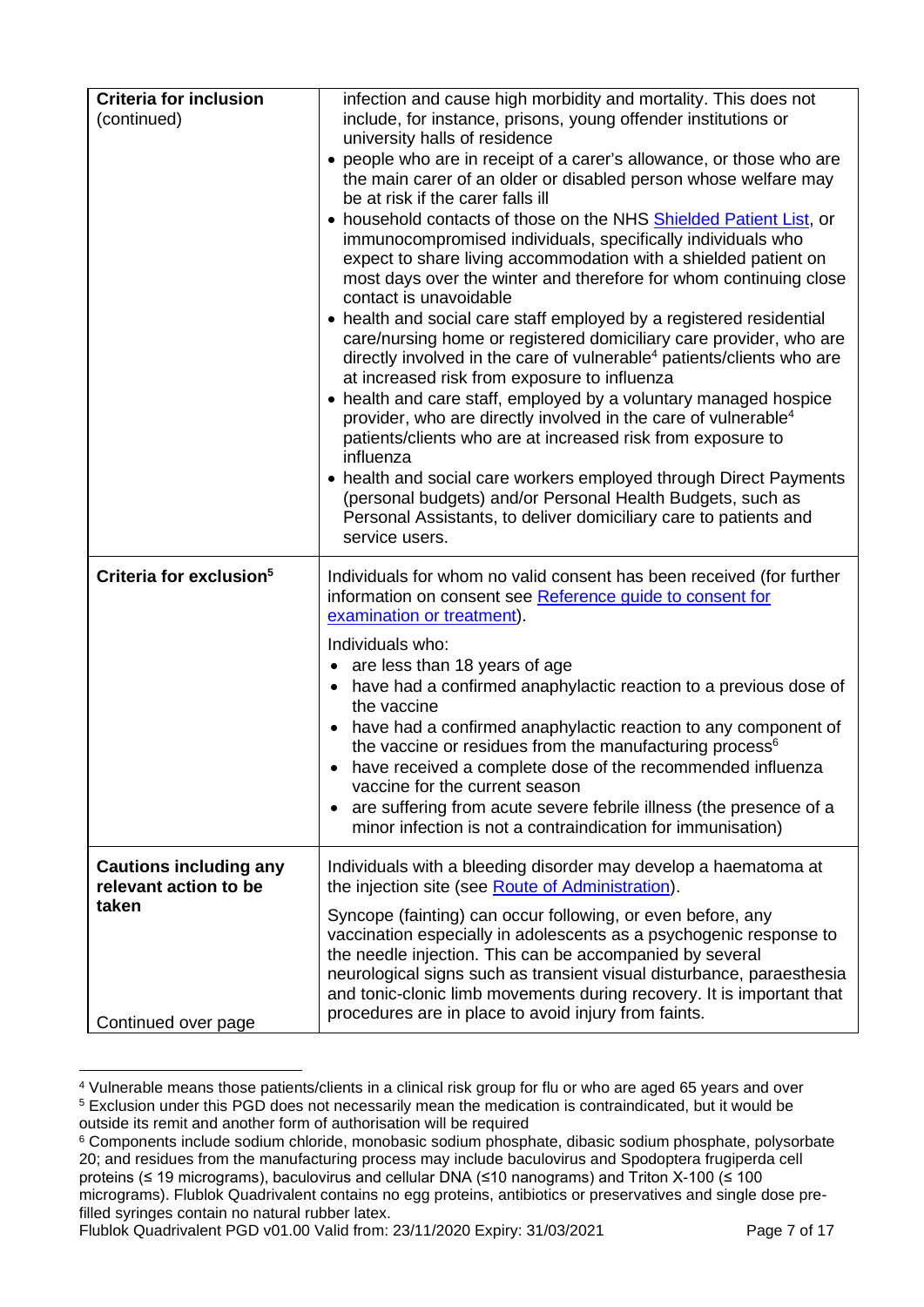| **Criteria for inclusion** (continued) | infection and cause high morbidity and mortality. This does not include, for instance, prisons, young offender institutions or university halls of residence<br>• people who are in receipt of a carer's allowance, or those who are the main carer of an older or disabled person whose welfare may be at risk if the carer falls ill<br>• household contacts of those on the NHS Shielded Patient List, or immunocompromised individuals, specifically individuals who expect to share living accommodation with a shielded patient on most days over the winter and therefore for whom continuing close contact is unavoidable<br>• health and social care staff employed by a registered residential care/nursing home or registered domiciliary care provider, who are directly involved in the care of vulnerable[4] patients/clients who are at increased risk from exposure to influenza<br>• health and care staff, employed by a voluntary managed hospice provider, who are directly involved in the care of vulnerable[4] patients/clients who are at increased risk from exposure to influenza<br>• health and social care workers employed through Direct Payments (personal budgets) and/or Personal Health Budgets, such as Personal Assistants, to deliver domiciliary care to patients and service users. |
|---|---|
| **Criteria for exclusion[5]** | Individuals for whom no valid consent has been received (for further information on consent see Reference guide to consent for examination or treatment).<br><br>Individuals who:<br>• are less than 18 years of age<br>• have had a confirmed anaphylactic reaction to a previous dose of the vaccine<br>• have had a confirmed anaphylactic reaction to any component of the vaccine or residues from the manufacturing process[6]<br>• have received a complete dose of the recommended influenza vaccine for the current season<br>• are suffering from acute severe febrile illness (the presence of a minor infection is not a contraindication for immunisation) |
| **Cautions including any relevant action to be taken**<br><br>Continued over page | Individuals with a bleeding disorder may develop a haematoma at the injection site (see Route of Administration).<br><br>Syncope (fainting) can occur following, or even before, any vaccination especially in adolescents as a psychogenic response to the needle injection. This can be accompanied by several neurological signs such as transient visual disturbance, paraesthesia and tonic-clonic limb movements during recovery. It is important that procedures are in place to avoid injury from faints. |

[4] Vulnerable means those patients/clients in a clinical risk group for flu or who are aged 65 years and over

[5] Exclusion under this PGD does not necessarily mean the medication is contraindicated, but it would be outside its remit and another form of authorisation will be required

[6] Components include sodium chloride, monobasic sodium phosphate, dibasic sodium phosphate, polysorbate 20; and residues from the manufacturing process may include baculovirus and Spodoptera frugiperda cell proteins (≤ 19 micrograms), baculovirus and cellular DNA (≤10 nanograms) and Triton X-100 (≤ 100 micrograms). Flublok Quadrivalent contains no egg proteins, antibiotics or preservatives and single dose pre-filled syringes contain no natural rubber latex.

Flublok Quadrivalent PGD v01.00 Valid from: 23/11/2020 Expiry: 31/03/2021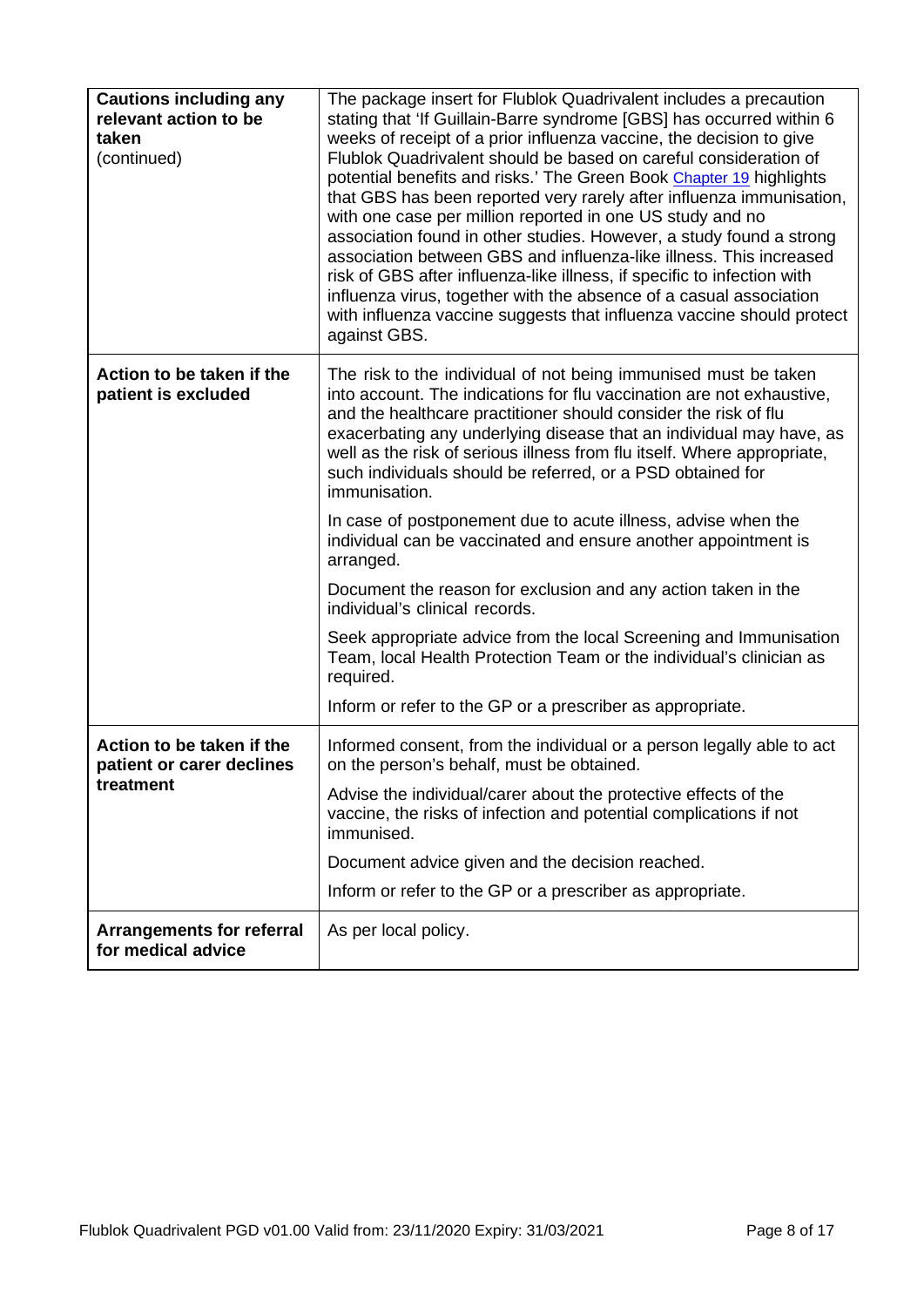| **Cautions including any relevant action to be taken** (continued) | The package insert for Flublok Quadrivalent includes a precaution stating that 'If Guillain-Barre syndrome [GBS] has occurred within 6 weeks of receipt of a prior influenza vaccine, the decision to give Flublok Quadrivalent should be based on careful consideration of potential benefits and risks.' The Green Book Chapter 19 highlights that GBS has been reported very rarely after influenza immunisation, with one case per million reported in one US study and no association found in other studies. However, a study found a strong association between GBS and influenza-like illness. This increased risk of GBS after influenza-like illness, if specific to infection with influenza virus, together with the absence of a casual association with influenza vaccine suggests that influenza vaccine should protect against GBS. |
|---|---|
| **Action to be taken if the patient is excluded** | The risk to the individual of not being immunised must be taken into account. The indications for flu vaccination are not exhaustive, and the healthcare practitioner should consider the risk of flu exacerbating any underlying disease that an individual may have, as well as the risk of serious illness from flu itself. Where appropriate, such individuals should be referred, or a PSD obtained for immunisation.<br><br>In case of postponement due to acute illness, advise when the individual can be vaccinated and ensure another appointment is arranged.<br><br>Document the reason for exclusion and any action taken in the individual's clinical records.<br><br>Seek appropriate advice from the local Screening and Immunisation Team, local Health Protection Team or the individual's clinician as required.<br><br>Inform or refer to the GP or a prescriber as appropriate. |
| **Action to be taken if the patient or carer declines treatment** | Informed consent, from the individual or a person legally able to act on the person's behalf, must be obtained.<br><br>Advise the individual/carer about the protective effects of the vaccine, the risks of infection and potential complications if not immunised.<br><br>Document advice given and the decision reached.<br><br>Inform or refer to the GP or a prescriber as appropriate. |
| **Arrangements for referral for medical advice** | As per local policy. |

Flublok Quadrivalent PGD v01.00 Valid from: 23/11/2020 Expiry: 31/03/2021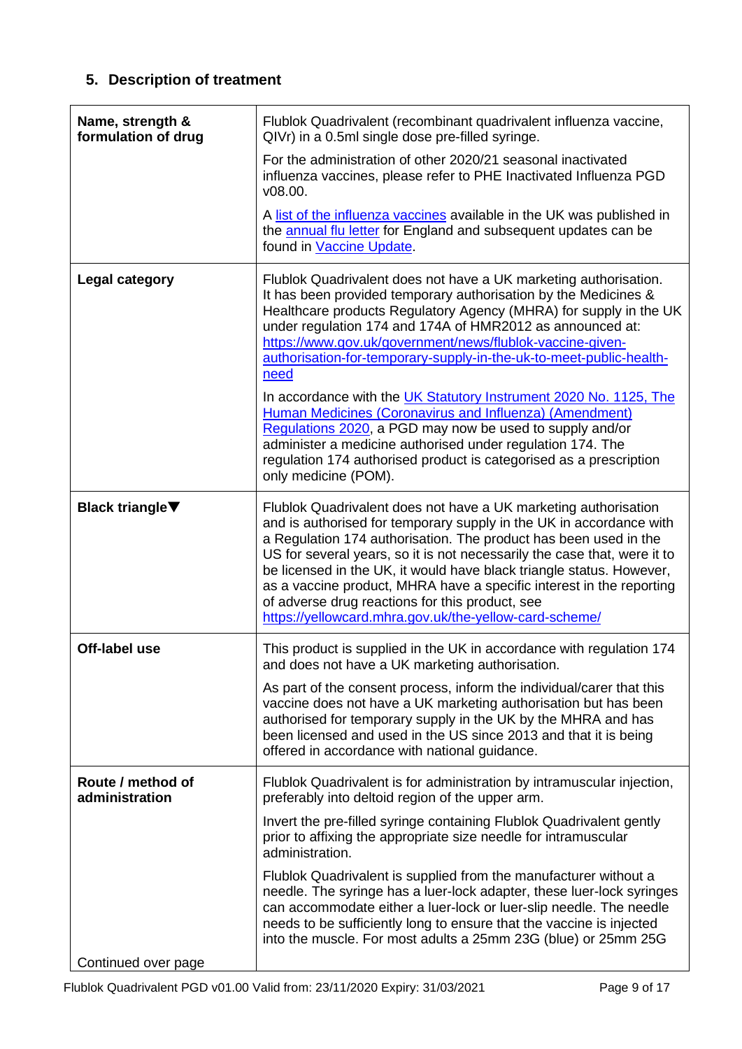## 5. Description of treatment

| | |
|---|---|
| **Name, strength & formulation of drug** | Flublok Quadrivalent (recombinant quadrivalent influenza vaccine, QIVr) in a 0.5ml single dose pre-filled syringe.<br><br>For the administration of other 2020/21 seasonal inactivated influenza vaccines, please refer to PHE Inactivated Influenza PGD v08.00.<br><br>A [list of the influenza vaccines] available in the UK was published in the [annual flu letter] for England and subsequent updates can be found in [Vaccine Update]. |
| **Legal category** | Flublok Quadrivalent does not have a UK marketing authorisation. It has been provided temporary authorisation by the Medicines & Healthcare products Regulatory Agency (MHRA) for supply in the UK under regulation 174 and 174A of HMR2012 as announced at: https://www.gov.uk/government/news/flublok-vaccine-given-authorisation-for-temporary-supply-in-the-uk-to-meet-public-health-need<br><br>In accordance with the [UK Statutory Instrument 2020 No. 1125, The Human Medicines (Coronavirus and Influenza) (Amendment) Regulations 2020], a PGD may now be used to supply and/or administer a medicine authorised under regulation 174. The regulation 174 authorised product is categorised as a prescription only medicine (POM). |
| **Black triangle▼** | Flublok Quadrivalent does not have a UK marketing authorisation and is authorised for temporary supply in the UK in accordance with a Regulation 174 authorisation. The product has been used in the US for several years, so it is not necessarily the case that, were it to be licensed in the UK, it would have black triangle status. However, as a vaccine product, MHRA have a specific interest in the reporting of adverse drug reactions for this product, see https://yellowcard.mhra.gov.uk/the-yellow-card-scheme/ |
| **Off-label use** | This product is supplied in the UK in accordance with regulation 174 and does not have a UK marketing authorisation.<br><br>As part of the consent process, inform the individual/carer that this vaccine does not have a UK marketing authorisation but has been authorised for temporary supply in the UK by the MHRA and has been licensed and used in the US since 2013 and that it is being offered in accordance with national guidance. |
| **Route / method of administration**<br><br>Continued over page | Flublok Quadrivalent is for administration by intramuscular injection, preferably into deltoid region of the upper arm.<br><br>Invert the pre-filled syringe containing Flublok Quadrivalent gently prior to affixing the appropriate size needle for intramuscular administration.<br><br>Flublok Quadrivalent is supplied from the manufacturer without a needle. The syringe has a luer-lock adapter, these luer-lock syringes can accommodate either a luer-lock or luer-slip needle. The needle needs to be sufficiently long to ensure that the vaccine is injected into the muscle. For most adults a 25mm 23G (blue) or 25mm 25G |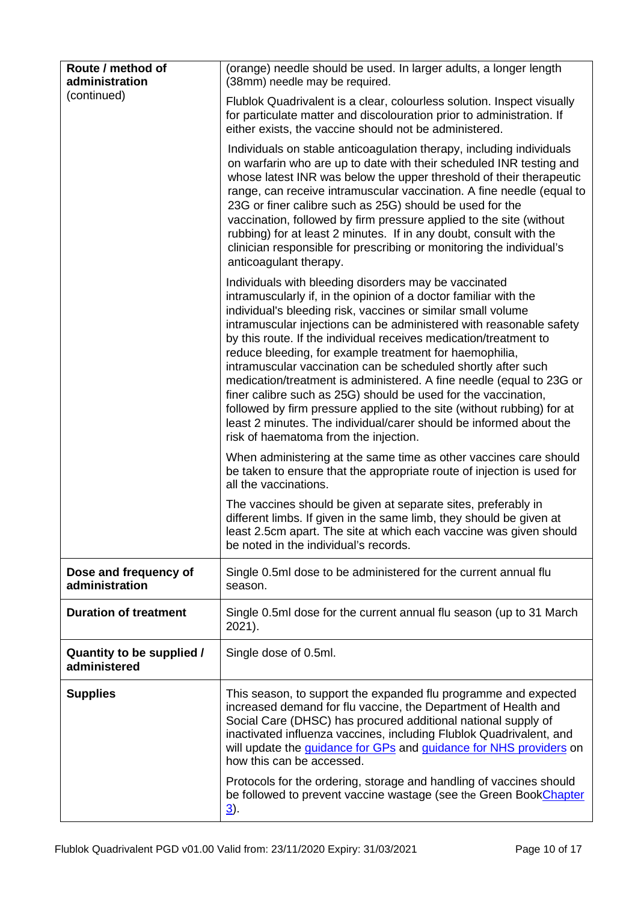| Route / method of administration (continued) | (orange) needle should be used. In larger adults, a longer length (38mm) needle may be required.<br><br>Flublok Quadrivalent is a clear, colourless solution. Inspect visually for particulate matter and discolouration prior to administration. If either exists, the vaccine should not be administered.<br><br>Individuals on stable anticoagulation therapy, including individuals on warfarin who are up to date with their scheduled INR testing and whose latest INR was below the upper threshold of their therapeutic range, can receive intramuscular vaccination. A fine needle (equal to 23G or finer calibre such as 25G) should be used for the vaccination, followed by firm pressure applied to the site (without rubbing) for at least 2 minutes. If in any doubt, consult with the clinician responsible for prescribing or monitoring the individual's anticoagulant therapy.<br><br>Individuals with bleeding disorders may be vaccinated intramuscularly if, in the opinion of a doctor familiar with the individual's bleeding risk, vaccines or similar small volume intramuscular injections can be administered with reasonable safety by this route. If the individual receives medication/treatment to reduce bleeding, for example treatment for haemophilia, intramuscular vaccination can be scheduled shortly after such medication/treatment is administered. A fine needle (equal to 23G or finer calibre such as 25G) should be used for the vaccination, followed by firm pressure applied to the site (without rubbing) for at least 2 minutes. The individual/carer should be informed about the risk of haematoma from the injection.<br><br>When administering at the same time as other vaccines care should be taken to ensure that the appropriate route of injection is used for all the vaccinations.<br><br>The vaccines should be given at separate sites, preferably in different limbs. If given in the same limb, they should be given at least 2.5cm apart. The site at which each vaccine was given should be noted in the individual's records. |
|---|---|
| **Dose and frequency of administration** | Single 0.5ml dose to be administered for the current annual flu season. |
| **Duration of treatment** | Single 0.5ml dose for the current annual flu season (up to 31 March 2021). |
| **Quantity to be supplied / administered** | Single dose of 0.5ml. |
| **Supplies** | This season, to support the expanded flu programme and expected increased demand for flu vaccine, the Department of Health and Social Care (DHSC) has procured additional national supply of inactivated influenza vaccines, including Flublok Quadrivalent, and will update the guidance for GPs and guidance for NHS providers on how this can be accessed.<br><br>Protocols for the ordering, storage and handling of vaccines should be followed to prevent vaccine wastage (see the Green Book Chapter 3). |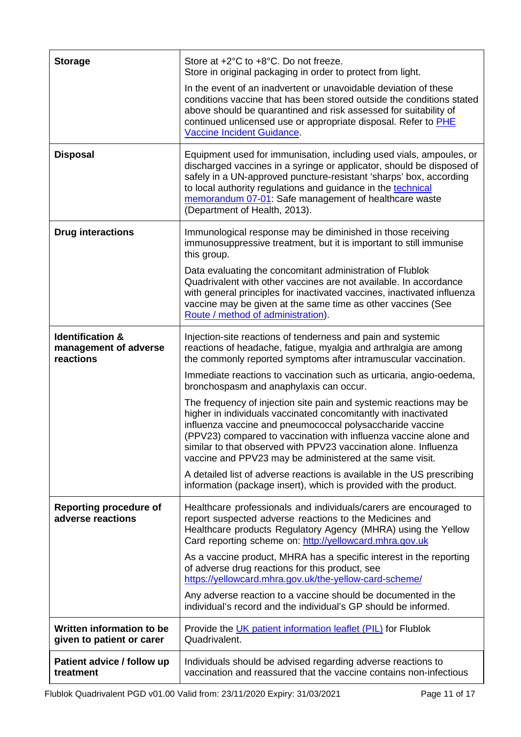| | |
|---|---|
| **Storage** | Store at +2°C to +8°C. Do not freeze.<br>Store in original packaging in order to protect from light.<br><br>In the event of an inadvertent or unavoidable deviation of these conditions vaccine that has been stored outside the conditions stated above should be quarantined and risk assessed for suitability of continued unlicensed use or appropriate disposal. Refer to PHE Vaccine Incident Guidance. |
| **Disposal** | Equipment used for immunisation, including used vials, ampoules, or discharged vaccines in a syringe or applicator, should be disposed of safely in a UN-approved puncture-resistant 'sharps' box, according to local authority regulations and guidance in the technical memorandum 07-01: Safe management of healthcare waste (Department of Health, 2013). |
| **Drug interactions** | Immunological response may be diminished in those receiving immunosuppressive treatment, but it is important to still immunise this group.<br><br>Data evaluating the concomitant administration of Flublok Quadrivalent with other vaccines are not available. In accordance with general principles for inactivated vaccines, inactivated influenza vaccine may be given at the same time as other vaccines (See Route / method of administration). |
| **Identification & management of adverse reactions** | Injection-site reactions of tenderness and pain and systemic reactions of headache, fatigue, myalgia and arthralgia are among the commonly reported symptoms after intramuscular vaccination.<br><br>Immediate reactions to vaccination such as urticaria, angio-oedema, bronchospasm and anaphylaxis can occur.<br><br>The frequency of injection site pain and systemic reactions may be higher in individuals vaccinated concomitantly with inactivated influenza vaccine and pneumococcal polysaccharide vaccine (PPV23) compared to vaccination with influenza vaccine alone and similar to that observed with PPV23 vaccination alone. Influenza vaccine and PPV23 may be administered at the same visit.<br><br>A detailed list of adverse reactions is available in the US prescribing information (package insert), which is provided with the product. |
| **Reporting procedure of adverse reactions** | Healthcare professionals and individuals/carers are encouraged to report suspected adverse reactions to the Medicines and Healthcare products Regulatory Agency (MHRA) using the Yellow Card reporting scheme on: http://yellowcard.mhra.gov.uk<br><br>As a vaccine product, MHRA has a specific interest in the reporting of adverse drug reactions for this product, see https://yellowcard.mhra.gov.uk/the-yellow-card-scheme/<br><br>Any adverse reaction to a vaccine should be documented in the individual's record and the individual's GP should be informed. |
| **Written information to be given to patient or carer** | Provide the UK patient information leaflet (PIL) for Flublok Quadrivalent. |
| **Patient advice / follow up treatment** | Individuals should be advised regarding adverse reactions to vaccination and reassured that the vaccine contains non-infectious |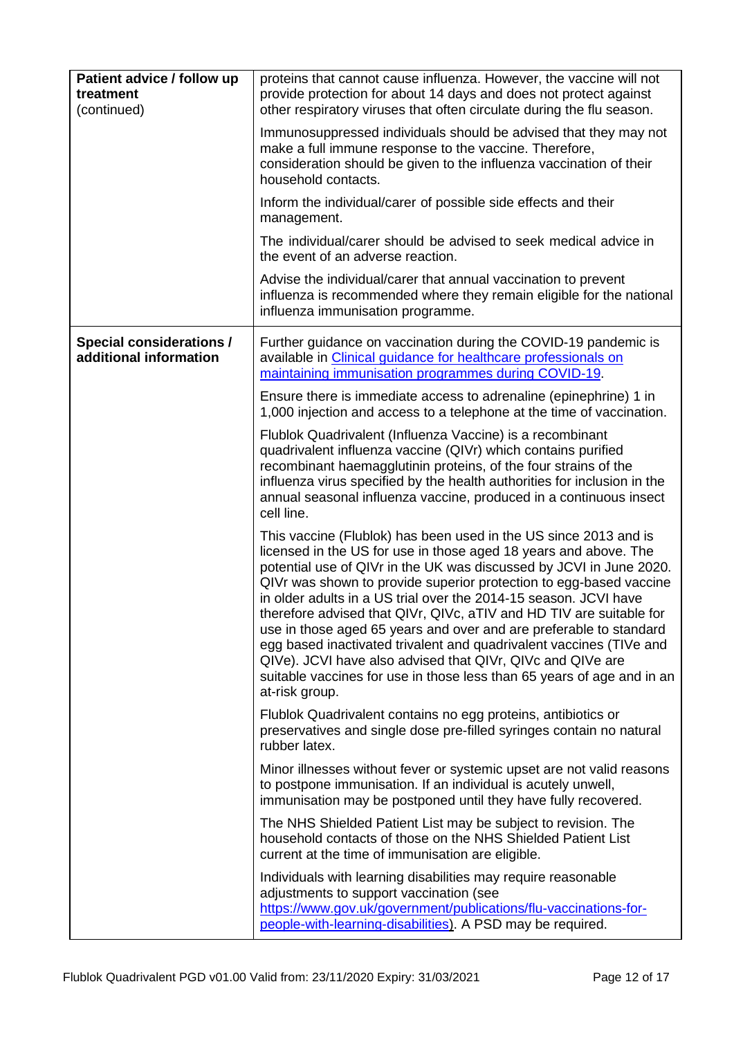| | |
|---|---|
| **Patient advice / follow up treatment** (continued) | proteins that cannot cause influenza. However, the vaccine will not provide protection for about 14 days and does not protect against other respiratory viruses that often circulate during the flu season.<br><br>Immunosuppressed individuals should be advised that they may not make a full immune response to the vaccine. Therefore, consideration should be given to the influenza vaccination of their household contacts.<br><br>Inform the individual/carer of possible side effects and their management.<br><br>The individual/carer should be advised to seek medical advice in the event of an adverse reaction.<br><br>Advise the individual/carer that annual vaccination to prevent influenza is recommended where they remain eligible for the national influenza immunisation programme. |
| **Special considerations / additional information** | Further guidance on vaccination during the COVID-19 pandemic is available in [Clinical guidance for healthcare professionals on maintaining immunisation programmes during COVID-19](#).<br><br>Ensure there is immediate access to adrenaline (epinephrine) 1 in 1,000 injection and access to a telephone at the time of vaccination.<br><br>Flublok Quadrivalent (Influenza Vaccine) is a recombinant quadrivalent influenza vaccine (QIVr) which contains purified recombinant haemagglutinin proteins, of the four strains of the influenza virus specified by the health authorities for inclusion in the annual seasonal influenza vaccine, produced in a continuous insect cell line.<br><br>This vaccine (Flublok) has been used in the US since 2013 and is licensed in the US for use in those aged 18 years and above. The potential use of QIVr in the UK was discussed by JCVI in June 2020. QIVr was shown to provide superior protection to egg-based vaccine in older adults in a US trial over the 2014-15 season. JCVI have therefore advised that QIVr, QIVc, aTIV and HD TIV are suitable for use in those aged 65 years and over and are preferable to standard egg based inactivated trivalent and quadrivalent vaccines (TIVe and QIVe). JCVI have also advised that QIVr, QIVc and QIVe are suitable vaccines for use in those less than 65 years of age and in an at-risk group.<br><br>Flublok Quadrivalent contains no egg proteins, antibiotics or preservatives and single dose pre-filled syringes contain no natural rubber latex.<br><br>Minor illnesses without fever or systemic upset are not valid reasons to postpone immunisation. If an individual is acutely unwell, immunisation may be postponed until they have fully recovered.<br><br>The NHS Shielded Patient List may be subject to revision. The household contacts of those on the NHS Shielded Patient List current at the time of immunisation are eligible.<br><br>Individuals with learning disabilities may require reasonable adjustments to support vaccination (see https://www.gov.uk/government/publications/flu-vaccinations-for-people-with-learning-disabilities). A PSD may be required. |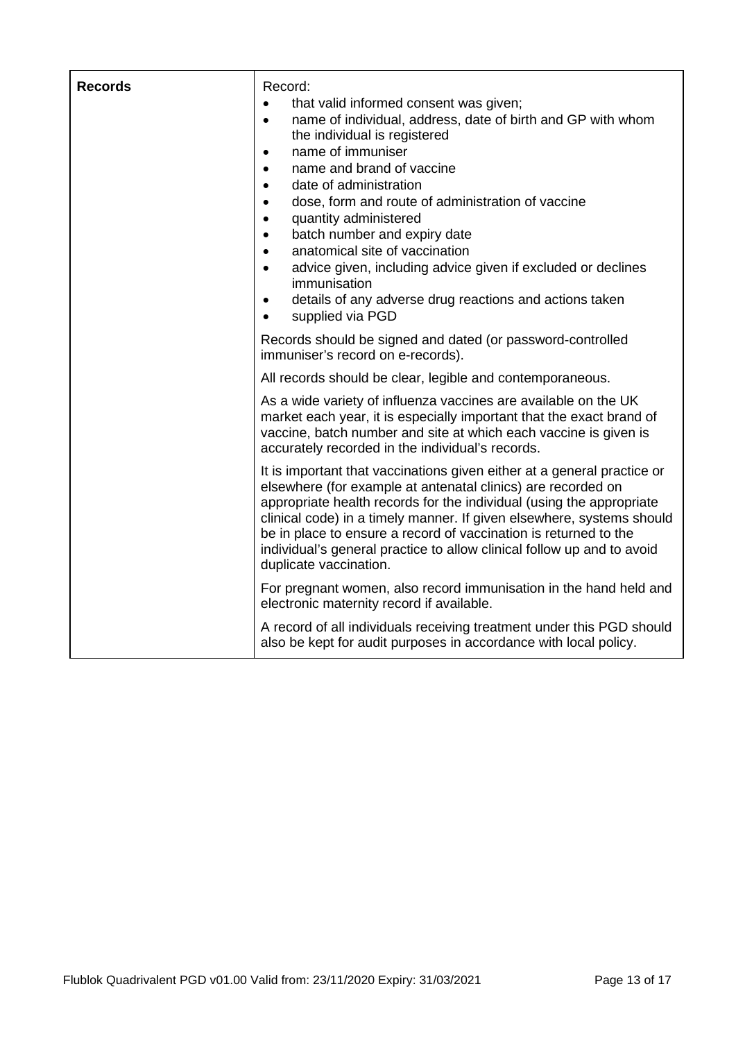| | |
|---|---|
| **Records** | Record:<br>• that valid informed consent was given;<br>• name of individual, address, date of birth and GP with whom the individual is registered<br>• name of immuniser<br>• name and brand of vaccine<br>• date of administration<br>• dose, form and route of administration of vaccine<br>• quantity administered<br>• batch number and expiry date<br>• anatomical site of vaccination<br>• advice given, including advice given if excluded or declines immunisation<br>• details of any adverse drug reactions and actions taken<br>• supplied via PGD<br><br>Records should be signed and dated (or password-controlled immuniser's record on e-records).<br><br>All records should be clear, legible and contemporaneous.<br><br>As a wide variety of influenza vaccines are available on the UK market each year, it is especially important that the exact brand of vaccine, batch number and site at which each vaccine is given is accurately recorded in the individual's records.<br><br>It is important that vaccinations given either at a general practice or elsewhere (for example at antenatal clinics) are recorded on appropriate health records for the individual (using the appropriate clinical code) in a timely manner. If given elsewhere, systems should be in place to ensure a record of vaccination is returned to the individual's general practice to allow clinical follow up and to avoid duplicate vaccination.<br><br>For pregnant women, also record immunisation in the hand held and electronic maternity record if available.<br><br>A record of all individuals receiving treatment under this PGD should also be kept for audit purposes in accordance with local policy. |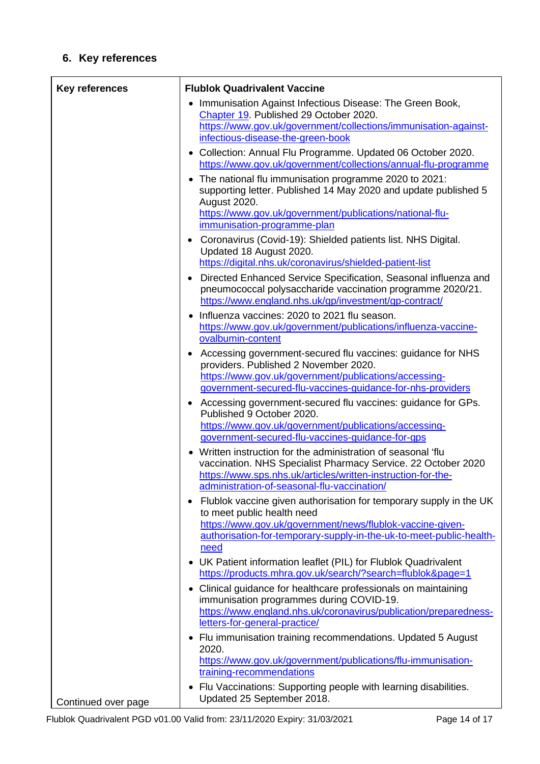## 6. Key references

| Key references | Flublok Quadrivalent Vaccine |
|---|---|
| Continued over page | • Immunisation Against Infectious Disease: The Green Book, Chapter 19. Published 29 October 2020. https://www.gov.uk/government/collections/immunisation-against-infectious-disease-the-green-book<br>• Collection: Annual Flu Programme. Updated 06 October 2020. https://www.gov.uk/government/collections/annual-flu-programme<br>• The national flu immunisation programme 2020 to 2021: supporting letter. Published 14 May 2020 and update published 5 August 2020. https://www.gov.uk/government/publications/national-flu-immunisation-programme-plan<br>• Coronavirus (Covid-19): Shielded patients list. NHS Digital. Updated 18 August 2020. https://digital.nhs.uk/coronavirus/shielded-patient-list<br>• Directed Enhanced Service Specification, Seasonal influenza and pneumococcal polysaccharide vaccination programme 2020/21. https://www.england.nhs.uk/gp/investment/gp-contract/<br>• Influenza vaccines: 2020 to 2021 flu season. https://www.gov.uk/government/publications/influenza-vaccine-ovalbumin-content<br>• Accessing government-secured flu vaccines: guidance for NHS providers. Published 2 November 2020. https://www.gov.uk/government/publications/accessing-government-secured-flu-vaccines-guidance-for-nhs-providers<br>• Accessing government-secured flu vaccines: guidance for GPs. Published 9 October 2020. https://www.gov.uk/government/publications/accessing-government-secured-flu-vaccines-guidance-for-gps<br>• Written instruction for the administration of seasonal 'flu vaccination. NHS Specialist Pharmacy Service. 22 October 2020 https://www.sps.nhs.uk/articles/written-instruction-for-the-administration-of-seasonal-flu-vaccination/<br>• Flublok vaccine given authorisation for temporary supply in the UK to meet public health need https://www.gov.uk/government/news/flublok-vaccine-given-authorisation-for-temporary-supply-in-the-uk-to-meet-public-health-need<br>• UK Patient information leaflet (PIL) for Flublok Quadrivalent https://products.mhra.gov.uk/search/?search=flublok&page=1<br>• Clinical guidance for healthcare professionals on maintaining immunisation programmes during COVID-19. https://www.england.nhs.uk/coronavirus/publication/preparedness-letters-for-general-practice/<br>• Flu immunisation training recommendations. Updated 5 August 2020. https://www.gov.uk/government/publications/flu-immunisation-training-recommendations<br>• Flu Vaccinations: Supporting people with learning disabilities. Updated 25 September 2018. |

Flublok Quadrivalent PGD v01.00 Valid from: 23/11/2020 Expiry: 31/03/2021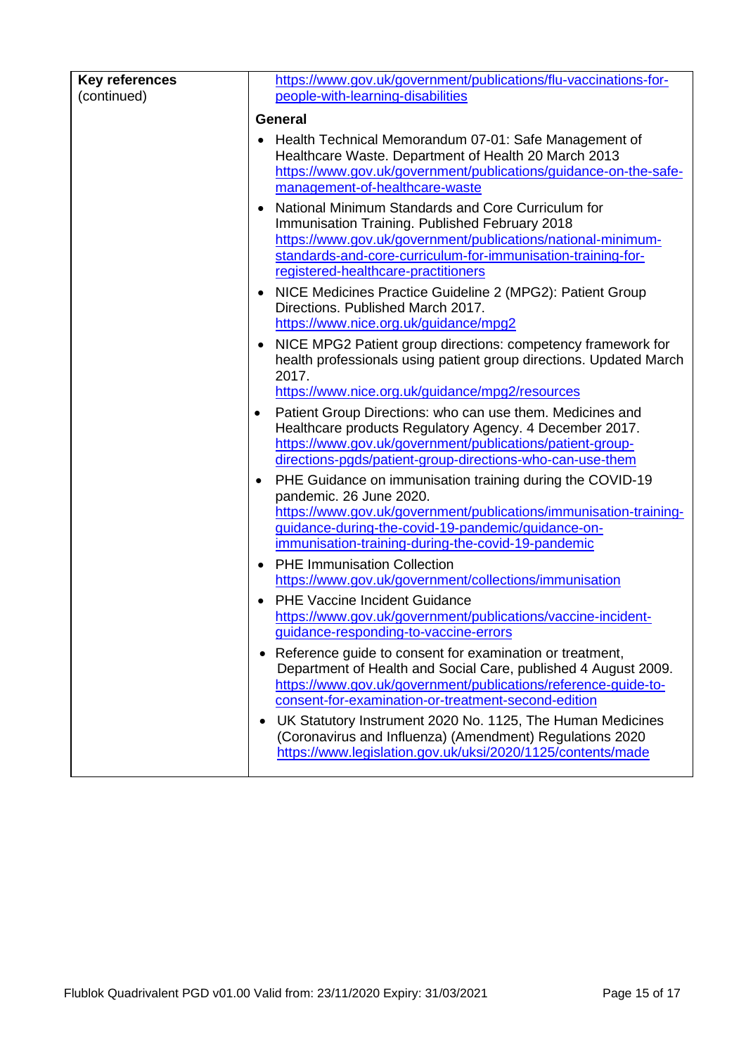| Key references (continued) | https://www.gov.uk/government/publications/flu-vaccinations-for-people-with-learning-disabilities<br><br>**General**<br><br>• Health Technical Memorandum 07-01: Safe Management of Healthcare Waste. Department of Health 20 March 2013 https://www.gov.uk/government/publications/guidance-on-the-safe-management-of-healthcare-waste<br><br>• National Minimum Standards and Core Curriculum for Immunisation Training. Published February 2018 https://www.gov.uk/government/publications/national-minimum-standards-and-core-curriculum-for-immunisation-training-for-registered-healthcare-practitioners<br><br>• NICE Medicines Practice Guideline 2 (MPG2): Patient Group Directions. Published March 2017. https://www.nice.org.uk/guidance/mpg2<br><br>• NICE MPG2 Patient group directions: competency framework for health professionals using patient group directions. Updated March 2017. https://www.nice.org.uk/guidance/mpg2/resources<br><br>• Patient Group Directions: who can use them. Medicines and Healthcare products Regulatory Agency. 4 December 2017. https://www.gov.uk/government/publications/patient-group-directions-pgds/patient-group-directions-who-can-use-them<br><br>• PHE Guidance on immunisation training during the COVID-19 pandemic. 26 June 2020. https://www.gov.uk/government/publications/immunisation-training-guidance-during-the-covid-19-pandemic/guidance-on-immunisation-training-during-the-covid-19-pandemic<br><br>• PHE Immunisation Collection https://www.gov.uk/government/collections/immunisation<br><br>• PHE Vaccine Incident Guidance https://www.gov.uk/government/publications/vaccine-incident-guidance-responding-to-vaccine-errors<br><br>• Reference guide to consent for examination or treatment, Department of Health and Social Care, published 4 August 2009. https://www.gov.uk/government/publications/reference-guide-to-consent-for-examination-or-treatment-second-edition<br><br>• UK Statutory Instrument 2020 No. 1125, The Human Medicines (Coronavirus and Influenza) (Amendment) Regulations 2020 https://www.legislation.gov.uk/uksi/2020/1125/contents/made |
|---|---|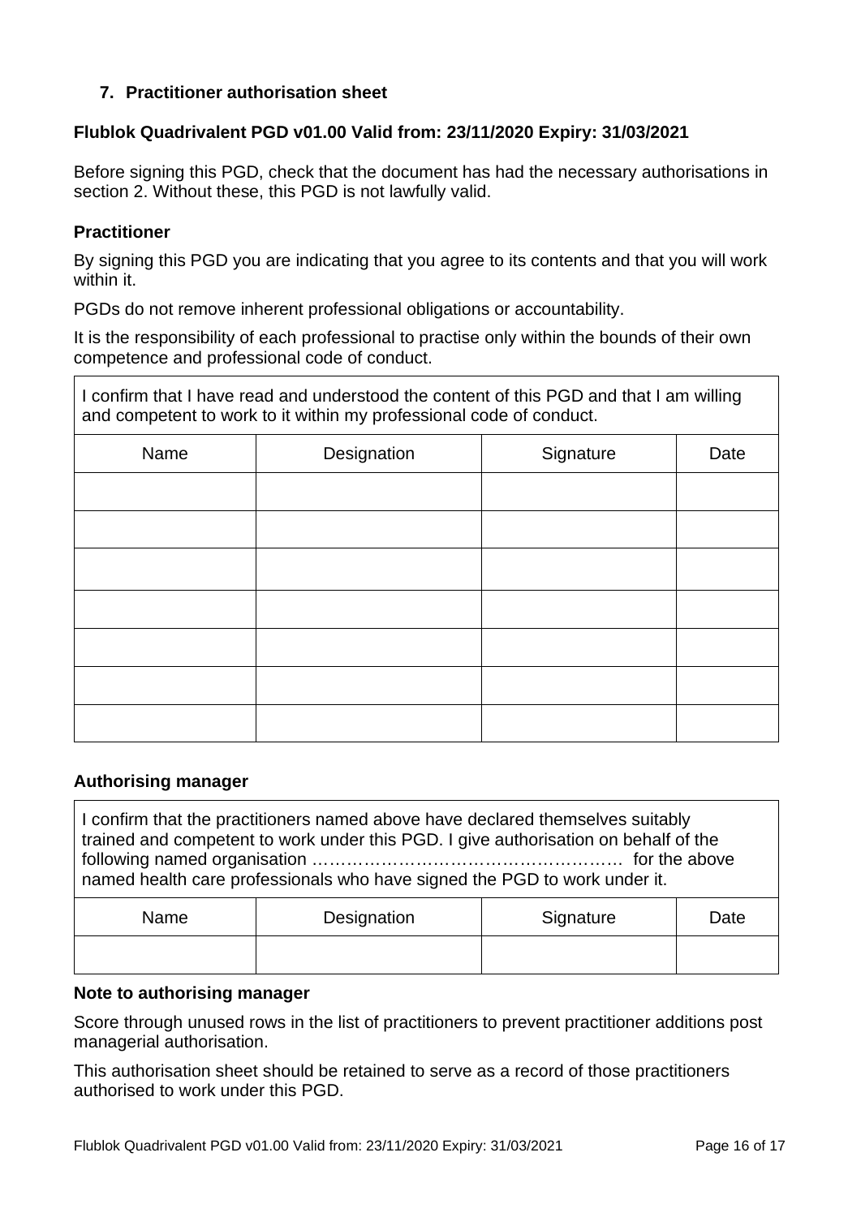## 7. Practitioner authorisation sheet

**Flublok Quadrivalent PGD v01.00 Valid from: 23/11/2020 Expiry: 31/03/2021**

Before signing this PGD, check that the document has had the necessary authorisations in section 2. Without these, this PGD is not lawfully valid.

### Practitioner

By signing this PGD you are indicating that you agree to its contents and that you will work within it.

PGDs do not remove inherent professional obligations or accountability.

It is the responsibility of each professional to practise only within the bounds of their own competence and professional code of conduct.

| I confirm that I have read and understood the content of this PGD and that I am willing and competent to work to it within my professional code of conduct. | | | |
|---|---|---|---|
| Name | Designation | Signature | Date |
| | | | |
| | | | |
| | | | |
| | | | |
| | | | |
| | | | |
| | | | |

### Authorising manager

| I confirm that the practitioners named above have declared themselves suitably trained and competent to work under this PGD. I give authorisation on behalf of the following named organisation ………………………………………………. for the above named health care professionals who have signed the PGD to work under it. | | | |
|---|---|---|---|
| Name | Designation | Signature | Date |
| | | | |

### Note to authorising manager

Score through unused rows in the list of practitioners to prevent practitioner additions post managerial authorisation.

This authorisation sheet should be retained to serve as a record of those practitioners authorised to work under this PGD.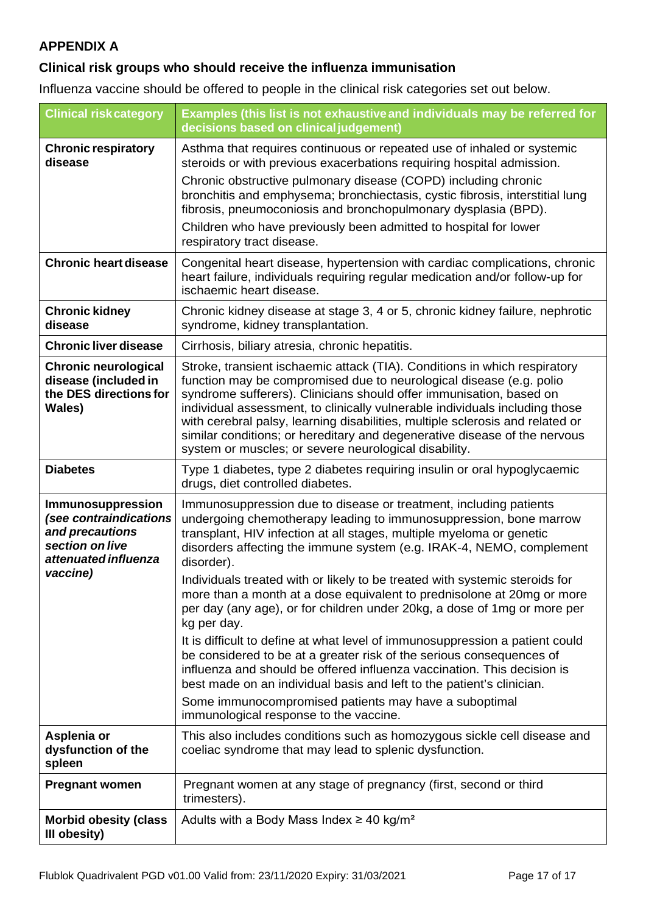## APPENDIX A

### Clinical risk groups who should receive the influenza immunisation

Influenza vaccine should be offered to people in the clinical risk categories set out below.

| Clinical risk category | Examples (this list is not exhaustive and individuals may be referred for decisions based on clinical judgement) |
| --- | --- |
| **Chronic respiratory disease** | Asthma that requires continuous or repeated use of inhaled or systemic steroids or with previous exacerbations requiring hospital admission.<br>Chronic obstructive pulmonary disease (COPD) including chronic bronchitis and emphysema; bronchiectasis, cystic fibrosis, interstitial lung fibrosis, pneumoconiosis and bronchopulmonary dysplasia (BPD).<br>Children who have previously been admitted to hospital for lower respiratory tract disease. |
| **Chronic heart disease** | Congenital heart disease, hypertension with cardiac complications, chronic heart failure, individuals requiring regular medication and/or follow-up for ischaemic heart disease. |
| **Chronic kidney disease** | Chronic kidney disease at stage 3, 4 or 5, chronic kidney failure, nephrotic syndrome, kidney transplantation. |
| **Chronic liver disease** | Cirrhosis, biliary atresia, chronic hepatitis. |
| **Chronic neurological disease (included in the DES directions for Wales)** | Stroke, transient ischaemic attack (TIA). Conditions in which respiratory function may be compromised due to neurological disease (e.g. polio syndrome sufferers). Clinicians should offer immunisation, based on individual assessment, to clinically vulnerable individuals including those with cerebral palsy, learning disabilities, multiple sclerosis and related or similar conditions; or hereditary and degenerative disease of the nervous system or muscles; or severe neurological disability. |
| **Diabetes** | Type 1 diabetes, type 2 diabetes requiring insulin or oral hypoglycaemic drugs, diet controlled diabetes. |
| **Immunosuppression** ***(see contraindications and precautions section on live attenuated influenza vaccine)*** | Immunosuppression due to disease or treatment, including patients undergoing chemotherapy leading to immunosuppression, bone marrow transplant, HIV infection at all stages, multiple myeloma or genetic disorders affecting the immune system (e.g. IRAK-4, NEMO, complement disorder).<br>Individuals treated with or likely to be treated with systemic steroids for more than a month at a dose equivalent to prednisolone at 20mg or more per day (any age), or for children under 20kg, a dose of 1mg or more per kg per day.<br>It is difficult to define at what level of immunosuppression a patient could be considered to be at a greater risk of the serious consequences of influenza and should be offered influenza vaccination. This decision is best made on an individual basis and left to the patient's clinician.<br>Some immunocompromised patients may have a suboptimal immunological response to the vaccine. |
| **Asplenia or dysfunction of the spleen** | This also includes conditions such as homozygous sickle cell disease and coeliac syndrome that may lead to splenic dysfunction. |
| **Pregnant women** | Pregnant women at any stage of pregnancy (first, second or third trimesters). |
| **Morbid obesity (class III obesity)** | Adults with a Body Mass Index ≥ 40 kg/m² |